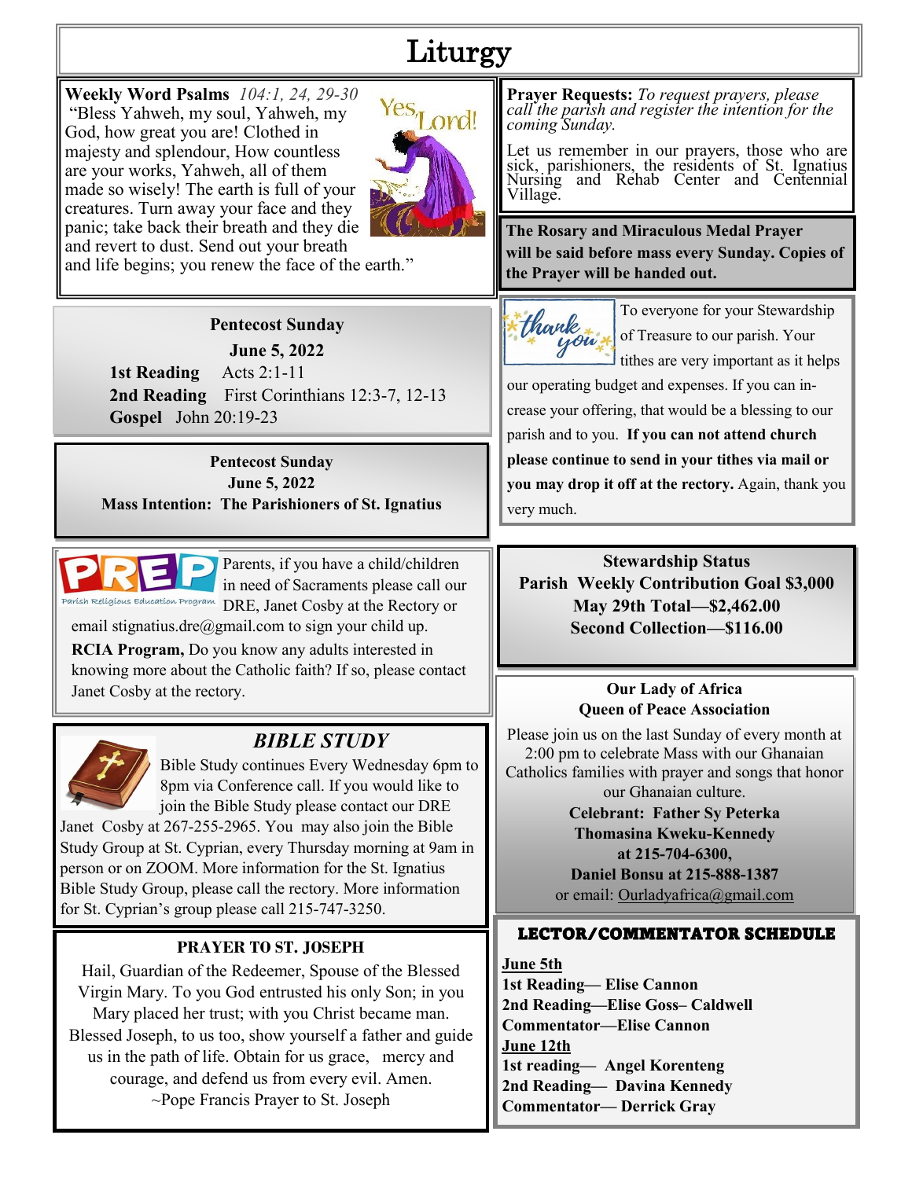# Liturgy

**Weekly Word Psalms** *104:1, 24, 29-30*

"Bless Yahweh, my soul, Yahweh, my God, how great you are! Clothed in majesty and splendour, How countless are your works, Yahweh, all of them made so wisely! The earth is full of your creatures. Turn away your face and they panic; take back their breath and they die and revert to dust. Send out your breath and life begins; you renew the face of the earth."

**Pentecost Sunday**
**June 5, 2022**

**1st Reading** Acts 2:1-11
**2nd Reading** First Corinthians 12:3-7, 12-13
**Gospel** John 20:19-23

**Pentecost Sunday**
**June 5, 2022**
**Mass Intention: The Parishioners of St. Ignatius**

Parents, if you have a child/children in need of Sacraments please call our DRE, Janet Cosby at the Rectory or email stignatius.dre@gmail.com to sign your child up.

**RCIA Program,** Do you know any adults interested in knowing more about the Catholic faith? If so, please contact Janet Cosby at the rectory.

## *BIBLE STUDY*

Bible Study continues Every Wednesday 6pm to 8pm via Conference call. If you would like to join the Bible Study please contact our DRE Janet Cosby at 267-255-2965. You may also join the Bible Study Group at St. Cyprian, every Thursday morning at 9am in person or on ZOOM. More information for the St. Ignatius Bible Study Group, please call the rectory. More information for St. Cyprian's group please call 215-747-3250.

### PRAYER TO ST. JOSEPH

Hail, Guardian of the Redeemer, Spouse of the Blessed Virgin Mary. To you God entrusted his only Son; in you Mary placed her trust; with you Christ became man. Blessed Joseph, to us too, show yourself a father and guide us in the path of life. Obtain for us grace, mercy and courage, and defend us from every evil. Amen.
~Pope Francis Prayer to St. Joseph

**Prayer Requests:** *To request prayers, please call the parish and register the intention for the coming Sunday.*

Let us remember in our prayers, those who are sick, parishioners, the residents of St. Ignatius Nursing and Rehab Center and Centennial Village.

**The Rosary and Miraculous Medal Prayer will be said before mass every Sunday. Copies of the Prayer will be handed out.**

To everyone for your Stewardship of Treasure to our parish. Your tithes are very important as it helps our operating budget and expenses. If you can increase your offering, that would be a blessing to our parish and to you. **If you can not attend church please continue to send in your tithes via mail or you may drop it off at the rectory.** Again, thank you very much.

**Stewardship Status**
**Parish Weekly Contribution Goal $3,000**
**May 29th Total—$2,462.00**
**Second Collection—$116.00**

**Our Lady of Africa**
**Queen of Peace Association**

Please join us on the last Sunday of every month at 2:00 pm to celebrate Mass with our Ghanaian Catholics families with prayer and songs that honor our Ghanaian culture.

**Celebrant: Father Sy Peterka**
**Thomasina Kweku-Kennedy at 215-704-6300,**
**Daniel Bonsu at 215-888-1387**
or email: Ourladyafrica@gmail.com

### LECTOR/COMMENTATOR SCHEDULE

**June 5th**
**1st Reading— Elise Cannon**
**2nd Reading—Elise Goss– Caldwell**
**Commentator—Elise Cannon**

**June 12th**
**1st reading— Angel Korenteng**
**2nd Reading— Davina Kennedy**
**Commentator— Derrick Gray**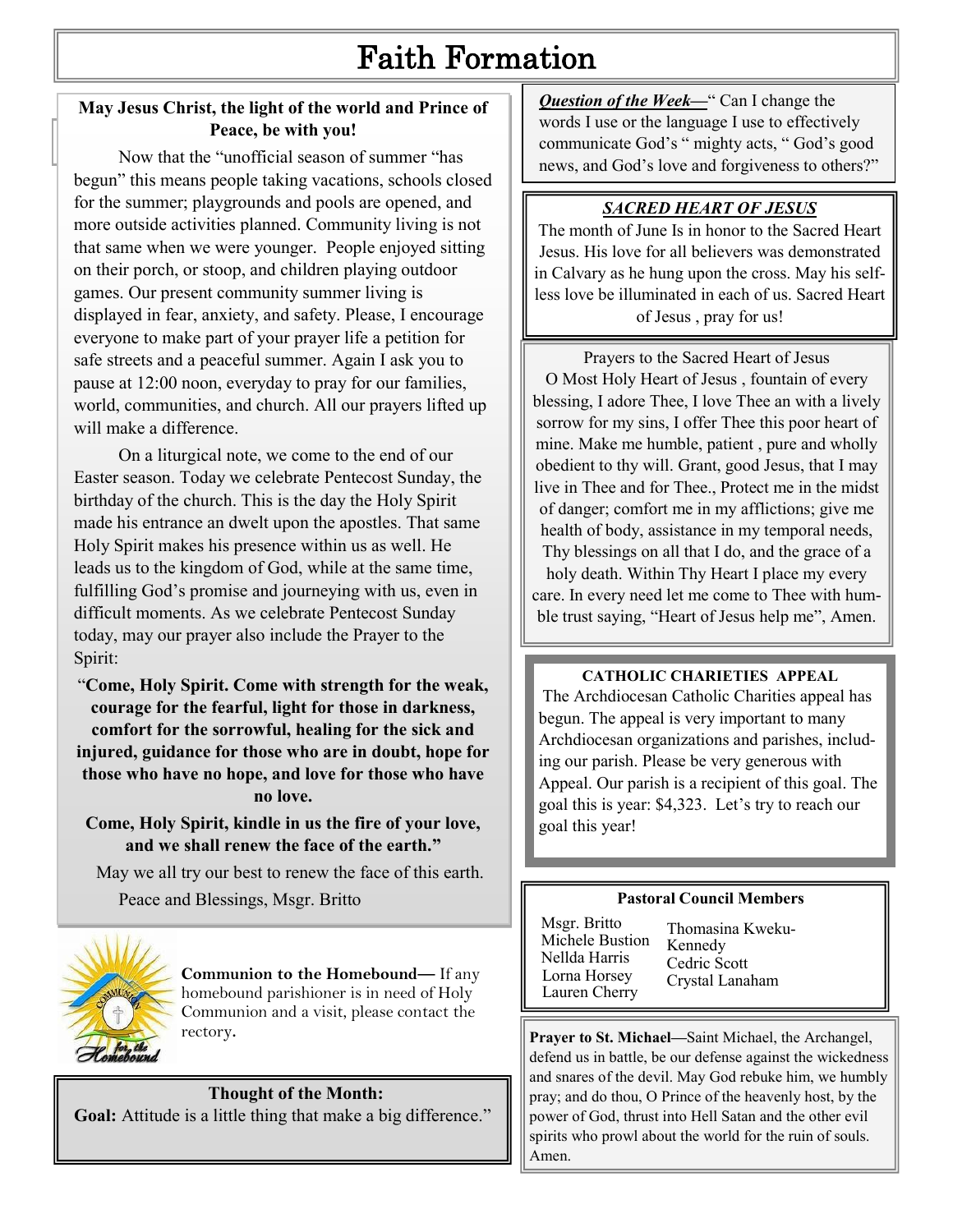# Faith Formation

**May Jesus Christ, the light of the world and Prince of Peace, be with you!**

Now that the "unofficial season of summer "has begun" this means people taking vacations, schools closed for the summer; playgrounds and pools are opened, and more outside activities planned. Community living is not that same when we were younger. People enjoyed sitting on their porch, or stoop, and children playing outdoor games. Our present community summer living is displayed in fear, anxiety, and safety. Please, I encourage everyone to make part of your prayer life a petition for safe streets and a peaceful summer. Again I ask you to pause at 12:00 noon, everyday to pray for our families, world, communities, and church. All our prayers lifted up will make a difference.

On a liturgical note, we come to the end of our Easter season. Today we celebrate Pentecost Sunday, the birthday of the church. This is the day the Holy Spirit made his entrance an dwelt upon the apostles. That same Holy Spirit makes his presence within us as well. He leads us to the kingdom of God, while at the same time, fulfilling God's promise and journeying with us, even in difficult moments. As we celebrate Pentecost Sunday today, may our prayer also include the Prayer to the Spirit:

"**Come, Holy Spirit. Come with strength for the weak, courage for the fearful, light for those in darkness, comfort for the sorrowful, healing for the sick and injured, guidance for those who are in doubt, hope for those who have no hope, and love for those who have no love.**

**Come, Holy Spirit, kindle in us the fire of your love, and we shall renew the face of the earth."**

May we all try our best to renew the face of this earth.

Peace and Blessings, Msgr. Britto

**Communion to the Homebound—** If any homebound parishioner is in need of Holy Communion and a visit, please contact the rectory.

**Thought of the Month:**
**Goal:** Attitude is a little thing that make a big difference."

***Question of the Week—***" Can I change the words I use or the language I use to effectively communicate God's " mighty acts, " God's good news, and God's love and forgiveness to others?"

***SACRED HEART OF JESUS***

The month of June Is in honor to the Sacred Heart Jesus. His love for all believers was demonstrated in Calvary as he hung upon the cross. May his self-less love be illuminated in each of us. Sacred Heart of Jesus , pray for us!

Prayers to the Sacred Heart of Jesus

O Most Holy Heart of Jesus , fountain of every blessing, I adore Thee, I love Thee an with a lively sorrow for my sins, I offer Thee this poor heart of mine. Make me humble, patient , pure and wholly obedient to thy will. Grant, good Jesus, that I may live in Thee and for Thee., Protect me in the midst of danger; comfort me in my afflictions; give me health of body, assistance in my temporal needs, Thy blessings on all that I do, and the grace of a holy death. Within Thy Heart I place my every care. In every need let me come to Thee with humble trust saying, "Heart of Jesus help me", Amen.

**CATHOLIC CHARIETIES APPEAL**

The Archdiocesan Catholic Charities appeal has begun. The appeal is very important to many Archdiocesan organizations and parishes, including our parish. Please be very generous with Appeal. Our parish is a recipient of this goal. The goal this is year: $4,323. Let's try to reach our goal this year!

**Pastoral Council Members**

Msgr. Britto
Michele Bustion
Nellda Harris
Lorna Horsey
Lauren Cherry
Thomasina Kweku-Kennedy
Cedric Scott
Crystal Lanaham

**Prayer to St. Michael—**Saint Michael, the Archangel, defend us in battle, be our defense against the wickedness and snares of the devil. May God rebuke him, we humbly pray; and do thou, O Prince of the heavenly host, by the power of God, thrust into Hell Satan and the other evil spirits who prowl about the world for the ruin of souls. Amen.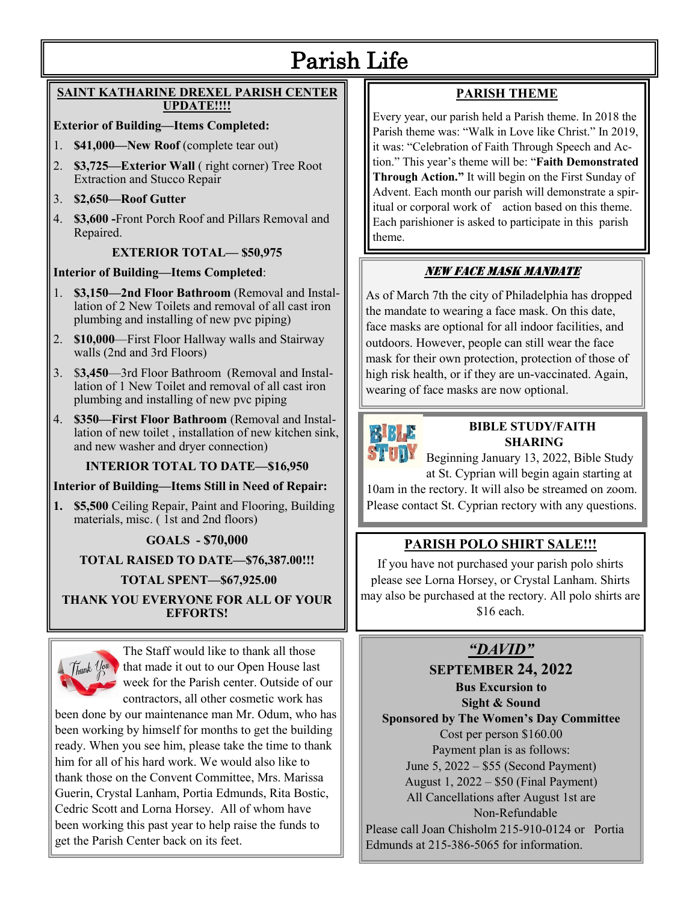# Parish Life

## SAINT KATHARINE DREXEL PARISH CENTER UPDATE!!!!

**Exterior of Building—Items Completed:**

1. **$41,000—New Roof** (complete tear out)
2. **$3,725—Exterior Wall** ( right corner) Tree Root Extraction and Stucco Repair
3. **$2,650—Roof Gutter**
4. **$3,600 -**Front Porch Roof and Pillars Removal and Repaired.

**EXTERIOR TOTAL— $50,975**

**Interior of Building—Items Completed**:

1. **$3,150—2nd Floor Bathroom** (Removal and Installation of 2 New Toilets and removal of all cast iron plumbing and installing of new pvc piping)
2. **$10,000**—First Floor Hallway walls and Stairway walls (2nd and 3rd Floors)
3. $**3,450**—3rd Floor Bathroom (Removal and Installation of 1 New Toilet and removal of all cast iron plumbing and installing of new pvc piping
4. **$350—First Floor Bathroom** (Removal and Installation of new toilet , installation of new kitchen sink, and new washer and dryer connection)

**INTERIOR TOTAL TO DATE—$16,950**

**Interior of Building—Items Still in Need of Repair:**

1. **$5,500** Ceiling Repair, Paint and Flooring, Building materials, misc. ( 1st and 2nd floors)

**GOALS - $70,000**

**TOTAL RAISED TO DATE—$76,387.00!!!**

**TOTAL SPENT—$67,925.00**

**THANK YOU EVERYONE FOR ALL OF YOUR EFFORTS!**

The Staff would like to thank all those that made it out to our Open House last week for the Parish center. Outside of our contractors, all other cosmetic work has been done by our maintenance man Mr. Odum, who has been working by himself for months to get the building ready. When you see him, please take the time to thank him for all of his hard work. We would also like to thank those on the Convent Committee, Mrs. Marissa Guerin, Crystal Lanham, Portia Edmunds, Rita Bostic, Cedric Scott and Lorna Horsey. All of whom have been working this past year to help raise the funds to get the Parish Center back on its feet.

## PARISH THEME

Every year, our parish held a Parish theme. In 2018 the Parish theme was: "Walk in Love like Christ." In 2019, it was: "Celebration of Faith Through Speech and Action." This year's theme will be: "**Faith Demonstrated Through Action."** It will begin on the First Sunday of Advent. Each month our parish will demonstrate a spiritual or corporal work of action based on this theme. Each parishioner is asked to participate in this parish theme.

## *NEW FACE MASK MANDATE*

As of March 7th the city of Philadelphia has dropped the mandate to wearing a face mask. On this date, face masks are optional for all indoor facilities, and outdoors. However, people can still wear the face mask for their own protection, protection of those of high risk health, or if they are un-vaccinated. Again, wearing of face masks are now optional.

## BIBLE STUDY/FAITH SHARING

Beginning January 13, 2022, Bible Study at St. Cyprian will begin again starting at 10am in the rectory. It will also be streamed on zoom. Please contact St. Cyprian rectory with any questions.

## PARISH POLO SHIRT SALE!!!

If you have not purchased your parish polo shirts please see Lorna Horsey, or Crystal Lanham. Shirts may also be purchased at the rectory. All polo shirts are $16 each.

## *"DAVID"*

**SEPTEMBER 24, 2022**

**Bus Excursion to**

**Sight & Sound**

**Sponsored by The Women's Day Committee**

Cost per person $160.00

Payment plan is as follows:

June 5, 2022 – $55 (Second Payment)

August 1, 2022 – $50 (Final Payment)

All Cancellations after August 1st are Non-Refundable

Please call Joan Chisholm 215-910-0124 or Portia Edmunds at 215-386-5065 for information.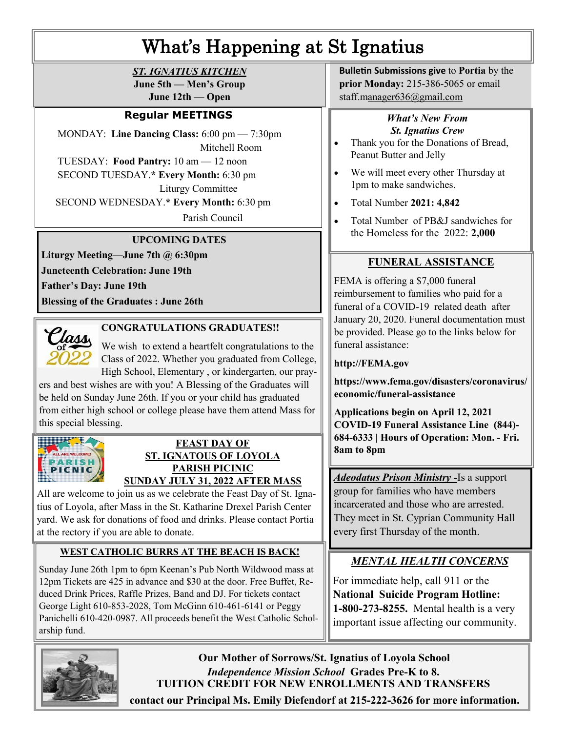# What's Happening at St Ignatius

***ST. IGNATIUS KITCHEN***

**June 5th — Men's Group**
**June 12th — Open**

## Regular MEETINGS

MONDAY: **Line Dancing Class:** 6:00 pm — 7:30pm
Mitchell Room

TUESDAY: **Food Pantry:** 10 am — 12 noon

SECOND TUESDAY.* **Every Month:** 6:30 pm
Liturgy Committee

SECOND WEDNESDAY.* **Every Month:** 6:30 pm
Parish Council

## UPCOMING DATES

**Liturgy Meeting—June 7th @ 6:30pm**

**Juneteenth Celebration: June 19th**

**Father's Day: June 19th**

**Blessing of the Graduates : June 26th**

## CONGRATULATIONS GRADUATES!!

We wish to extend a heartfelt congratulations to the Class of 2022. Whether you graduated from College, High School, Elementary , or kindergarten, our prayers and best wishes are with you! A Blessing of the Graduates will be held on Sunday June 26th. If you or your child has graduated from either high school or college please have them attend Mass for this special blessing.

## FEAST DAY OF ST. IGNATOUS OF LOYOLA PARISH PICINIC SUNDAY JULY 31, 2022 AFTER MASS

All are welcome to join us as we celebrate the Feast Day of St. Ignatius of Loyola, after Mass in the St. Katharine Drexel Parish Center yard. We ask for donations of food and drinks. Please contact Portia at the rectory if you are able to donate.

## WEST CATHOLIC BURRS AT THE BEACH IS BACK!

Sunday June 26th 1pm to 6pm Keenan's Pub North Wildwood mass at 12pm Tickets are 425 in advance and $30 at the door. Free Buffet, Reduced Drink Prices, Raffle Prizes, Band and DJ. For tickets contact George Light 610-853-2028, Tom McGinn 610-461-6141 or Peggy Panichelli 610-420-0987. All proceeds benefit the West Catholic Scholarship fund.

**Bulletin Submissions give** to **Portia** by the **prior Monday:** 215-386-5065 or email staff.manager636@gmail.com

### *What's New From St. Ignatius Crew*

- Thank you for the Donations of Bread, Peanut Butter and Jelly
- We will meet every other Thursday at 1pm to make sandwiches.
- Total Number **2021: 4,842**
- Total Number of PB&J sandwiches for the Homeless for the 2022: **2,000**

## FUNERAL ASSISTANCE

FEMA is offering a $7,000 funeral reimbursement to families who paid for a funeral of a COVID-19 related death after January 20, 2020. Funeral documentation must be provided. Please go to the links below for funeral assistance:

**http://FEMA.gov**

**https://www.fema.gov/disasters/coronavirus/economic/funeral-assistance**

**Applications begin on April 12, 2021 COVID-19 Funeral Assistance Line (844)-684-6333 | Hours of Operation: Mon. - Fri. 8am to 8pm**

***Adeodatus Prison Ministry -*** Is a support group for families who have members incarcerated and those who are arrested. They meet in St. Cyprian Community Hall every first Thursday of the month.

## *MENTAL HEALTH CONCERNS*

For immediate help, call 911 or the **National Suicide Program Hotline: 1-800-273-8255.** Mental health is a very important issue affecting our community.

**Our Mother of Sorrows/St. Ignatius of Loyola School**
***Independence Mission School*** **Grades Pre-K to 8.**
**TUITION CREDIT FOR NEW ENROLLMENTS AND TRANSFERS**
**contact our Principal Ms. Emily Diefendorf at 215-222-3626 for more information.**